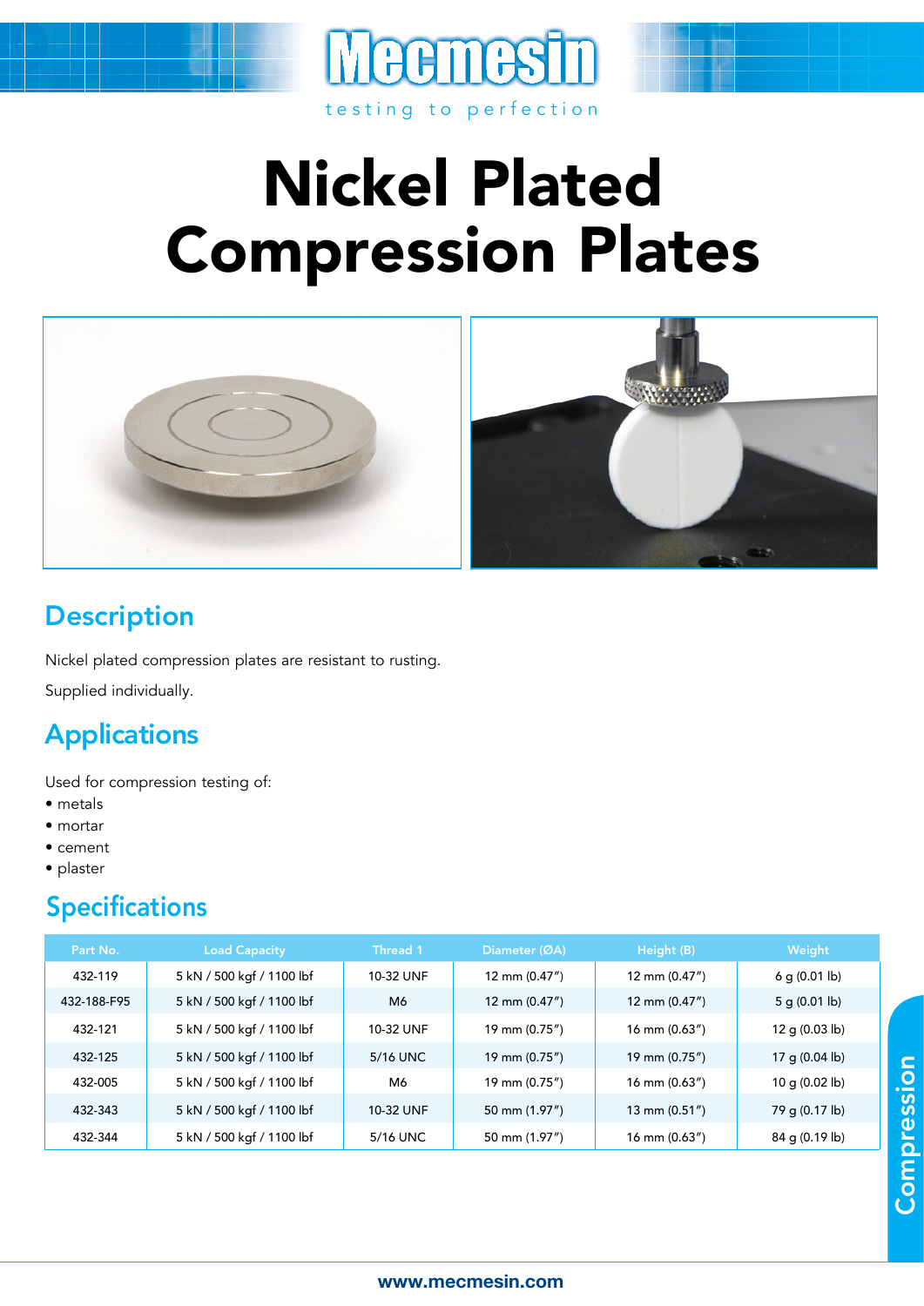# Nickel Plated Compression Plates

## Description

Nickel plated compression plates are resistant to rusting.

Supplied individually.

## Applications

Used for compression testing of:

- metals
- mortar
- cement
- plaster

## Specifications

| Part No. | Load Capacity | Thread 1 | Diameter (ØA) | Height (B) | Weight |
|---|---|---|---|---|---|
| 432-119 | 5 kN / 500 kgf / 1100 lbf | 10-32 UNF | 12 mm (0.47″) | 12 mm (0.47″) | 6 g (0.01 lb) |
| 432-188-F95 | 5 kN / 500 kgf / 1100 lbf | M6 | 12 mm (0.47″) | 12 mm (0.47″) | 5 g (0.01 lb) |
| 432-121 | 5 kN / 500 kgf / 1100 lbf | 10-32 UNF | 19 mm (0.75″) | 16 mm (0.63″) | 12 g (0.03 lb) |
| 432-125 | 5 kN / 500 kgf / 1100 lbf | 5/16 UNC | 19 mm (0.75″) | 19 mm (0.75″) | 17 g (0.04 lb) |
| 432-005 | 5 kN / 500 kgf / 1100 lbf | M6 | 19 mm (0.75″) | 16 mm (0.63″) | 10 g (0.02 lb) |
| 432-343 | 5 kN / 500 kgf / 1100 lbf | 10-32 UNF | 50 mm (1.97″) | 13 mm (0.51″) | 79 g (0.17 lb) |
| 432-344 | 5 kN / 500 kgf / 1100 lbf | 5/16 UNC | 50 mm (1.97″) | 16 mm (0.63″) | 84 g (0.19 lb) |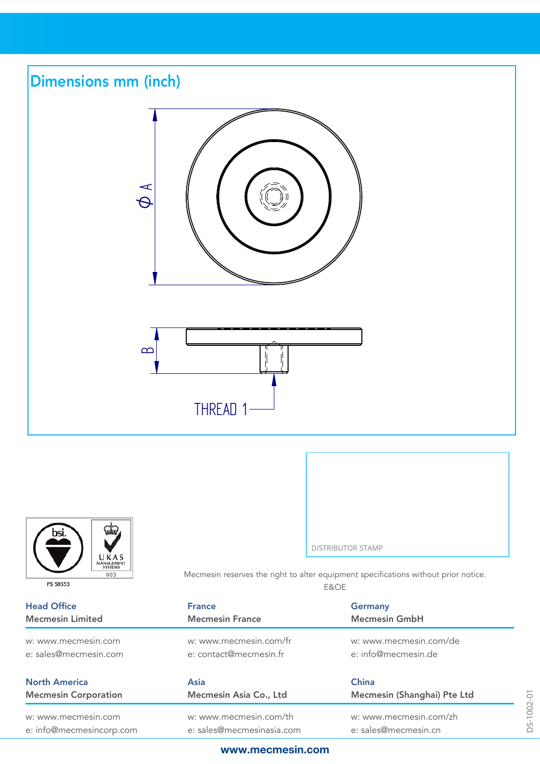## Dimensions mm (inch)

ϕ A

B

THREAD 1

FS 58553

DISTRIBUTOR STAMP

Mecmesin reserves the right to alter equipment specifications without prior notice.
E&OE

**Head Office**
**Mecmesin Limited**

w: www.mecmesin.com
e: sales@mecmesin.com

**France**
**Mecmesin France**

w: www.mecmesin.com/fr
e: contact@mecmesin.fr

**Germany**
**Mecmesin GmbH**

w: www.mecmesin.com/de
e: info@mecmesin.de

**North America**
**Mecmesin Corporation**

w: www.mecmesin.com
e: info@mecmesincorp.com

**Asia**
**Mecmesin Asia Co., Ltd**

w: www.mecmesin.com/th
e: sales@mecmesinasia.com

**China**
**Mecmesin (Shanghai) Pte Ltd**

w: www.mecmesin.com/zh
e: sales@mecmesin.cn

DS-1002-01

**www.mecmesin.com**